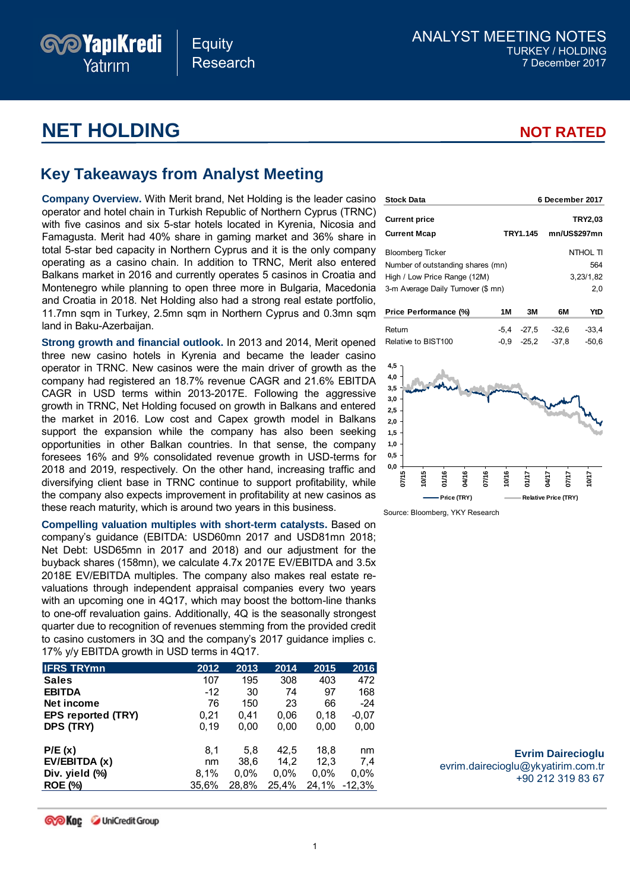# NET HOLDING

**NOT RATED**

ANALYST MEETING NOTES
TURKEY / HOLDING
7 December 2017

## Key Takeaways from Analyst Meeting

**Company Overview.** With Merit brand, Net Holding is the leader casino operator and hotel chain in Turkish Republic of Northern Cyprus (TRNC) with five casinos and six 5-star hotels located in Kyrenia, Nicosia and Famagusta. Merit had 40% share in gaming market and 36% share in total 5-star bed capacity in Northern Cyprus and it is the only company operating as a casino chain. In addition to TRNC, Merit also entered Balkans market in 2016 and currently operates 5 casinos in Croatia and Montenegro while planning to open three more in Bulgaria, Macedonia and Croatia in 2018. Net Holding also had a strong real estate portfolio, 11.7mn sqm in Turkey, 2.5mn sqm in Northern Cyprus and 0.3mn sqm land in Baku-Azerbaijan.

**Strong growth and financial outlook.** In 2013 and 2014, Merit opened three new casino hotels in Kyrenia and became the leader casino operator in TRNC. New casinos were the main driver of growth as the company had registered an 18.7% revenue CAGR and 21.6% EBITDA CAGR in USD terms within 2013-2017E. Following the aggressive growth in TRNC, Net Holding focused on growth in Balkans and entered the market in 2016. Low cost and Capex growth model in Balkans support the expansion while the company has also been seeking opportunities in other Balkan countries. In that sense, the company foresees 16% and 9% consolidated revenue growth in USD-terms for 2018 and 2019, respectively. On the other hand, increasing traffic and diversifying client base in TRNC continue to support profitability, while the company also expects improvement in profitability at new casinos as these reach maturity, which is around two years in this business.

**Compelling valuation multiples with short-term catalysts.** Based on company's guidance (EBITDA: USD60mn 2017 and USD81mn 2018; Net Debt: USD65mn in 2017 and 2018) and our adjustment for the buyback shares (158mn), we calculate 4.7x 2017E EV/EBITDA and 3.5x 2018E EV/EBITDA multiples. The company also makes real estate re-valuations through independent appraisal companies every two years with an upcoming one in 4Q17, which may boost the bottom-line thanks to one-off revaluation gains. Additionally, 4Q is the seasonally strongest quarter due to recognition of revenues stemming from the provided credit to casino customers in 3Q and the company's 2017 guidance implies c. 17% y/y EBITDA growth in USD terms in 4Q17.

| IFRS TRYmn | 2012 | 2013 | 2014 | 2015 | 2016 |
|---|---|---|---|---|---|
| **Sales** | 107 | 195 | 308 | 403 | 472 |
| **EBITDA** | -12 | 30 | 74 | 97 | 168 |
| **Net income** | 76 | 150 | 23 | 66 | -24 |
| **EPS reported (TRY)** | 0,21 | 0,41 | 0,06 | 0,18 | -0,07 |
| **DPS (TRY)** | 0,19 | 0,00 | 0,00 | 0,00 | 0,00 |
| | | | | | |
| **P/E (x)** | 8,1 | 5,8 | 42,5 | 18,8 | nm |
| **EV/EBITDA (x)** | nm | 38,6 | 14,2 | 12,3 | 7,4 |
| **Div. yield (%)** | 8,1% | 0,0% | 0,0% | 0,0% | 0,0% |
| **ROE (%)** | 35,6% | 28,8% | 25,4% | 24,1% | -12,3% |

| Stock Data | 6 December 2017 |
|---|---|
| **Current price** | TRY2,03 |
| **Current Mcap** | TRY1.145 mn/US$297mn |
| Bloomberg Ticker | NTHOL TI |
| Number of outstanding shares (mn) | 564 |
| High / Low Price Range (12M) | 3,23/1,82 |
| 3-m Average Daily Turnover ($ mn) | 2,0 |

| Price Performance (%) | 1M | 3M | 6M | YtD |
|---|---|---|---|---|
| Return | -5,4 | -27,5 | -32,6 | -33,4 |
| Relative to BIST100 | -0,9 | -25,2 | -37,8 | -50,6 |

Source: Bloomberg, YKY Research

**Evrim Dairecioglu**
evrim.dairecioglu@ykyatirim.com.tr
+90 212 319 83 67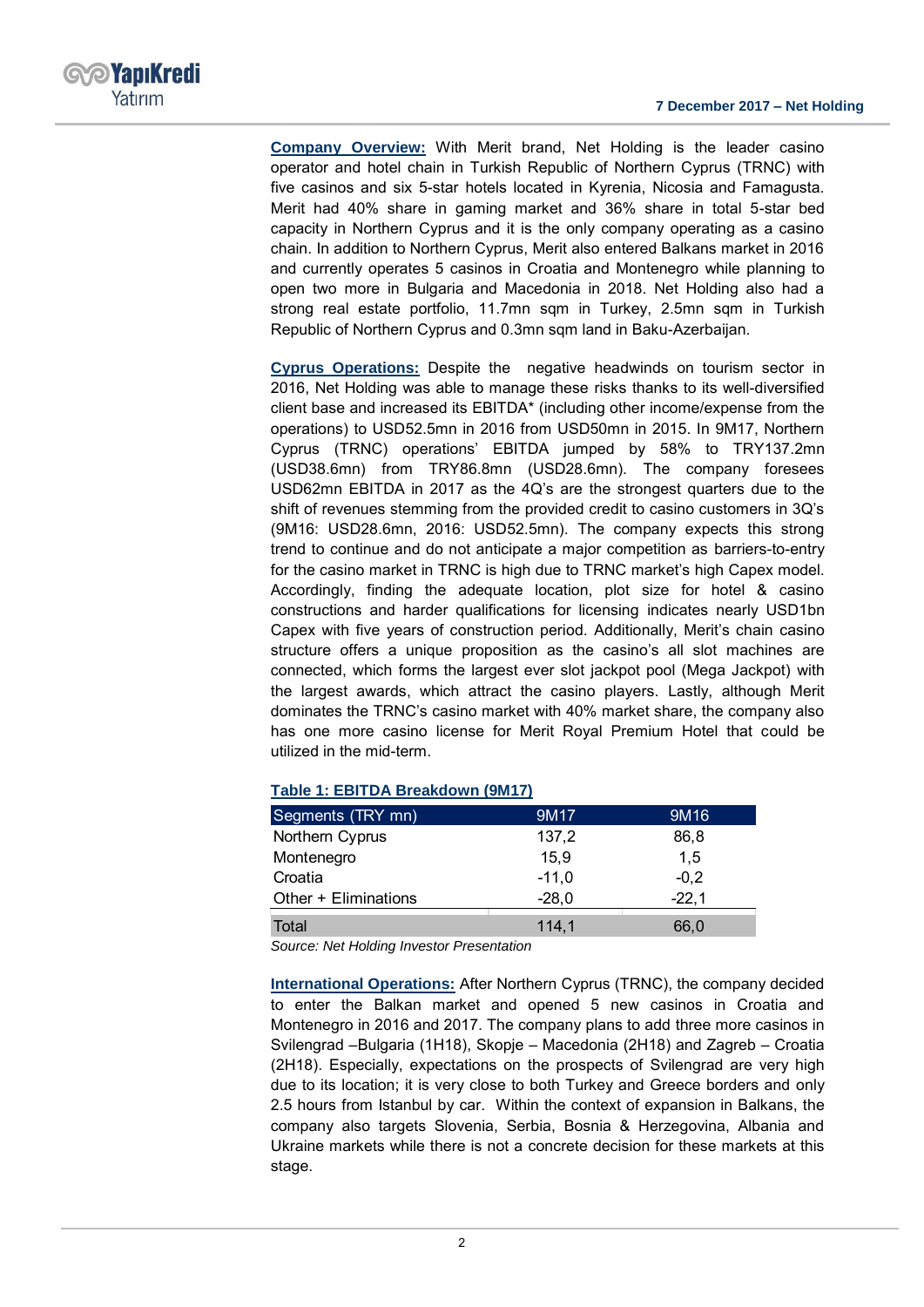**Company Overview:** With Merit brand, Net Holding is the leader casino operator and hotel chain in Turkish Republic of Northern Cyprus (TRNC) with five casinos and six 5-star hotels located in Kyrenia, Nicosia and Famagusta. Merit had 40% share in gaming market and 36% share in total 5-star bed capacity in Northern Cyprus and it is the only company operating as a casino chain. In addition to Northern Cyprus, Merit also entered Balkans market in 2016 and currently operates 5 casinos in Croatia and Montenegro while planning to open two more in Bulgaria and Macedonia in 2018. Net Holding also had a strong real estate portfolio, 11.7mn sqm in Turkey, 2.5mn sqm in Turkish Republic of Northern Cyprus and 0.3mn sqm land in Baku-Azerbaijan.

**Cyprus Operations:** Despite the negative headwinds on tourism sector in 2016, Net Holding was able to manage these risks thanks to its well-diversified client base and increased its EBITDA* (including other income/expense from the operations) to USD52.5mn in 2016 from USD50mn in 2015. In 9M17, Northern Cyprus (TRNC) operations' EBITDA jumped by 58% to TRY137.2mn (USD38.6mn) from TRY86.8mn (USD28.6mn). The company foresees USD62mn EBITDA in 2017 as the 4Q's are the strongest quarters due to the shift of revenues stemming from the provided credit to casino customers in 3Q's (9M16: USD28.6mn, 2016: USD52.5mn). The company expects this strong trend to continue and do not anticipate a major competition as barriers-to-entry for the casino market in TRNC is high due to TRNC market's high Capex model. Accordingly, finding the adequate location, plot size for hotel & casino constructions and harder qualifications for licensing indicates nearly USD1bn Capex with five years of construction period. Additionally, Merit's chain casino structure offers a unique proposition as the casino's all slot machines are connected, which forms the largest ever slot jackpot pool (Mega Jackpot) with the largest awards, which attract the casino players. Lastly, although Merit dominates the TRNC's casino market with 40% market share, the company also has one more casino license for Merit Royal Premium Hotel that could be utilized in the mid-term.

**Table 1: EBITDA Breakdown (9M17)**

| Segments (TRY mn) | 9M17 | 9M16 |
|---|---|---|
| Northern Cyprus | 137,2 | 86,8 |
| Montenegro | 15,9 | 1,5 |
| Croatia | -11,0 | -0,2 |
| Other + Eliminations | -28,0 | -22,1 |
| Total | 114,1 | 66,0 |

*Source: Net Holding Investor Presentation*

**International Operations:** After Northern Cyprus (TRNC), the company decided to enter the Balkan market and opened 5 new casinos in Croatia and Montenegro in 2016 and 2017. The company plans to add three more casinos in Svilengrad –Bulgaria (1H18), Skopje – Macedonia (2H18) and Zagreb – Croatia (2H18). Especially, expectations on the prospects of Svilengrad are very high due to its location; it is very close to both Turkey and Greece borders and only 2.5 hours from Istanbul by car. Within the context of expansion in Balkans, the company also targets Slovenia, Serbia, Bosnia & Herzegovina, Albania and Ukraine markets while there is not a concrete decision for these markets at this stage.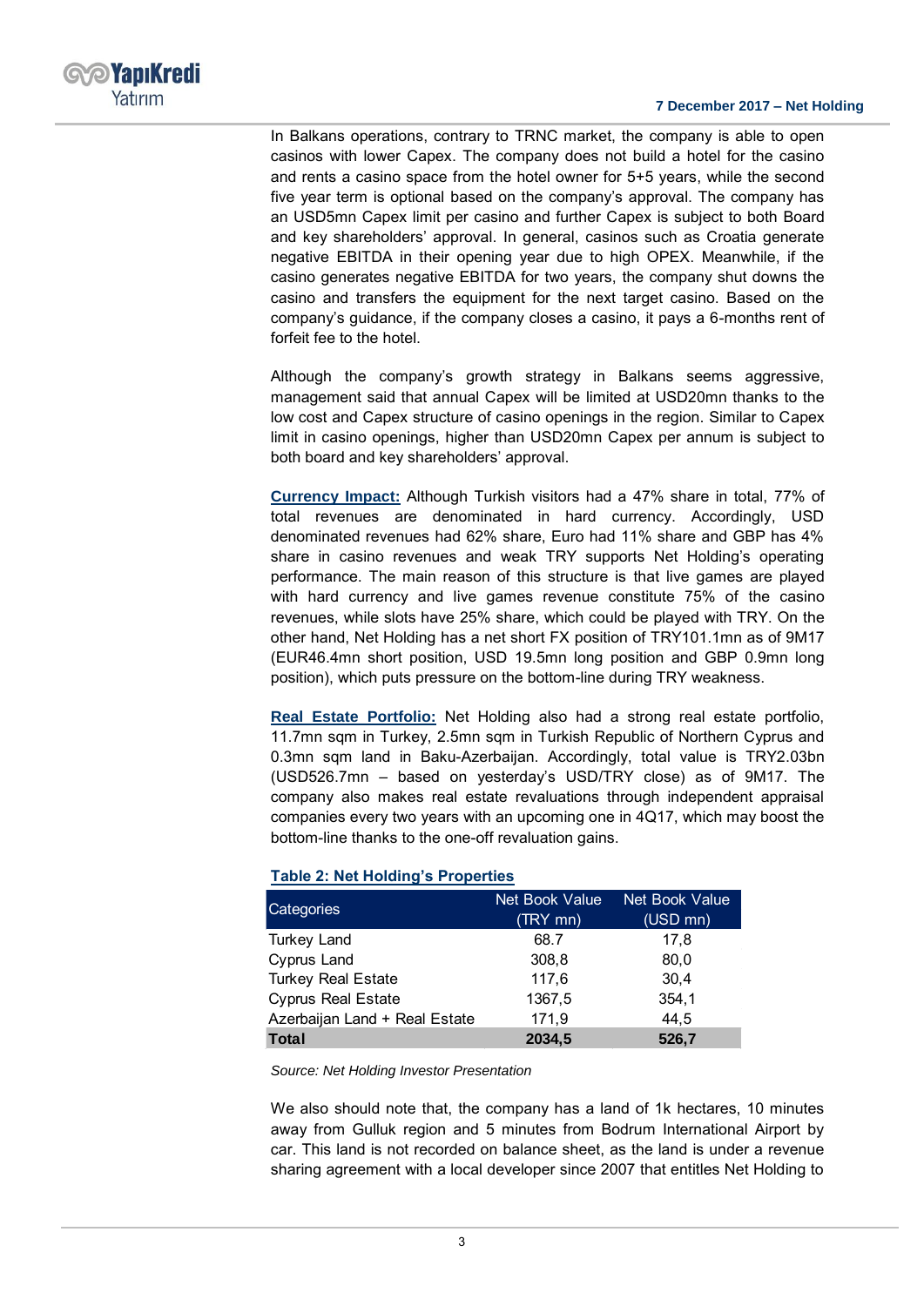In Balkans operations, contrary to TRNC market, the company is able to open casinos with lower Capex. The company does not build a hotel for the casino and rents a casino space from the hotel owner for 5+5 years, while the second five year term is optional based on the company's approval. The company has an USD5mn Capex limit per casino and further Capex is subject to both Board and key shareholders' approval. In general, casinos such as Croatia generate negative EBITDA in their opening year due to high OPEX. Meanwhile, if the casino generates negative EBITDA for two years, the company shut downs the casino and transfers the equipment for the next target casino. Based on the company's guidance, if the company closes a casino, it pays a 6-months rent of forfeit fee to the hotel.

Although the company's growth strategy in Balkans seems aggressive, management said that annual Capex will be limited at USD20mn thanks to the low cost and Capex structure of casino openings in the region. Similar to Capex limit in casino openings, higher than USD20mn Capex per annum is subject to both board and key shareholders' approval.

**Currency Impact:** Although Turkish visitors had a 47% share in total, 77% of total revenues are denominated in hard currency. Accordingly, USD denominated revenues had 62% share, Euro had 11% share and GBP has 4% share in casino revenues and weak TRY supports Net Holding's operating performance. The main reason of this structure is that live games are played with hard currency and live games revenue constitute 75% of the casino revenues, while slots have 25% share, which could be played with TRY. On the other hand, Net Holding has a net short FX position of TRY101.1mn as of 9M17 (EUR46.4mn short position, USD 19.5mn long position and GBP 0.9mn long position), which puts pressure on the bottom-line during TRY weakness.

**Real Estate Portfolio:** Net Holding also had a strong real estate portfolio, 11.7mn sqm in Turkey, 2.5mn sqm in Turkish Republic of Northern Cyprus and 0.3mn sqm land in Baku-Azerbaijan. Accordingly, total value is TRY2.03bn (USD526.7mn – based on yesterday's USD/TRY close) as of 9M17. The company also makes real estate revaluations through independent appraisal companies every two years with an upcoming one in 4Q17, which may boost the bottom-line thanks to the one-off revaluation gains.

**Table 2: Net Holding's Properties**

| Categories | Net Book Value (TRY mn) | Net Book Value (USD mn) |
|---|---|---|
| Turkey Land | 68.7 | 17,8 |
| Cyprus Land | 308,8 | 80,0 |
| Turkey Real Estate | 117,6 | 30,4 |
| Cyprus Real Estate | 1367,5 | 354,1 |
| Azerbaijan Land + Real Estate | 171,9 | 44,5 |
| **Total** | **2034,5** | **526,7** |

*Source: Net Holding Investor Presentation*

We also should note that, the company has a land of 1k hectares, 10 minutes away from Gulluk region and 5 minutes from Bodrum International Airport by car. This land is not recorded on balance sheet, as the land is under a revenue sharing agreement with a local developer since 2007 that entitles Net Holding to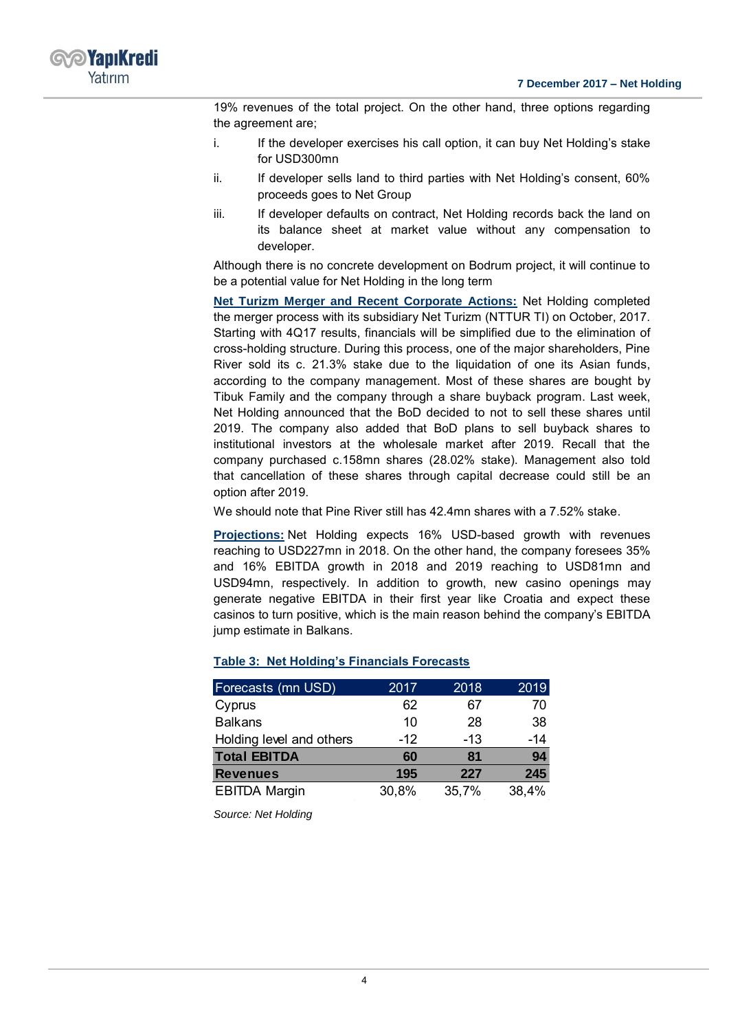19% revenues of the total project. On the other hand, three options regarding the agreement are;

i. If the developer exercises his call option, it can buy Net Holding's stake for USD300mn

ii. If developer sells land to third parties with Net Holding's consent, 60% proceeds goes to Net Group

iii. If developer defaults on contract, Net Holding records back the land on its balance sheet at market value without any compensation to developer.

Although there is no concrete development on Bodrum project, it will continue to be a potential value for Net Holding in the long term

**Net Turizm Merger and Recent Corporate Actions:** Net Holding completed the merger process with its subsidiary Net Turizm (NTTUR TI) on October, 2017. Starting with 4Q17 results, financials will be simplified due to the elimination of cross-holding structure. During this process, one of the major shareholders, Pine River sold its c. 21.3% stake due to the liquidation of one its Asian funds, according to the company management. Most of these shares are bought by Tibuk Family and the company through a share buyback program. Last week, Net Holding announced that the BoD decided to not to sell these shares until 2019. The company also added that BoD plans to sell buyback shares to institutional investors at the wholesale market after 2019. Recall that the company purchased c.158mn shares (28.02% stake). Management also told that cancellation of these shares through capital decrease could still be an option after 2019.

We should note that Pine River still has 42.4mn shares with a 7.52% stake.

**Projections:** Net Holding expects 16% USD-based growth with revenues reaching to USD227mn in 2018. On the other hand, the company foresees 35% and 16% EBITDA growth in 2018 and 2019 reaching to USD81mn and USD94mn, respectively. In addition to growth, new casino openings may generate negative EBITDA in their first year like Croatia and expect these casinos to turn positive, which is the main reason behind the company's EBITDA jump estimate in Balkans.

**Table 3: Net Holding's Financials Forecasts**

| Forecasts (mn USD) | 2017 | 2018 | 2019 |
|---|---|---|---|
| Cyprus | 62 | 67 | 70 |
| Balkans | 10 | 28 | 38 |
| Holding level and others | -12 | -13 | -14 |
| **Total EBITDA** | **60** | **81** | **94** |
| **Revenues** | **195** | **227** | **245** |
| EBITDA Margin | 30,8% | 35,7% | 38,4% |

*Source: Net Holding*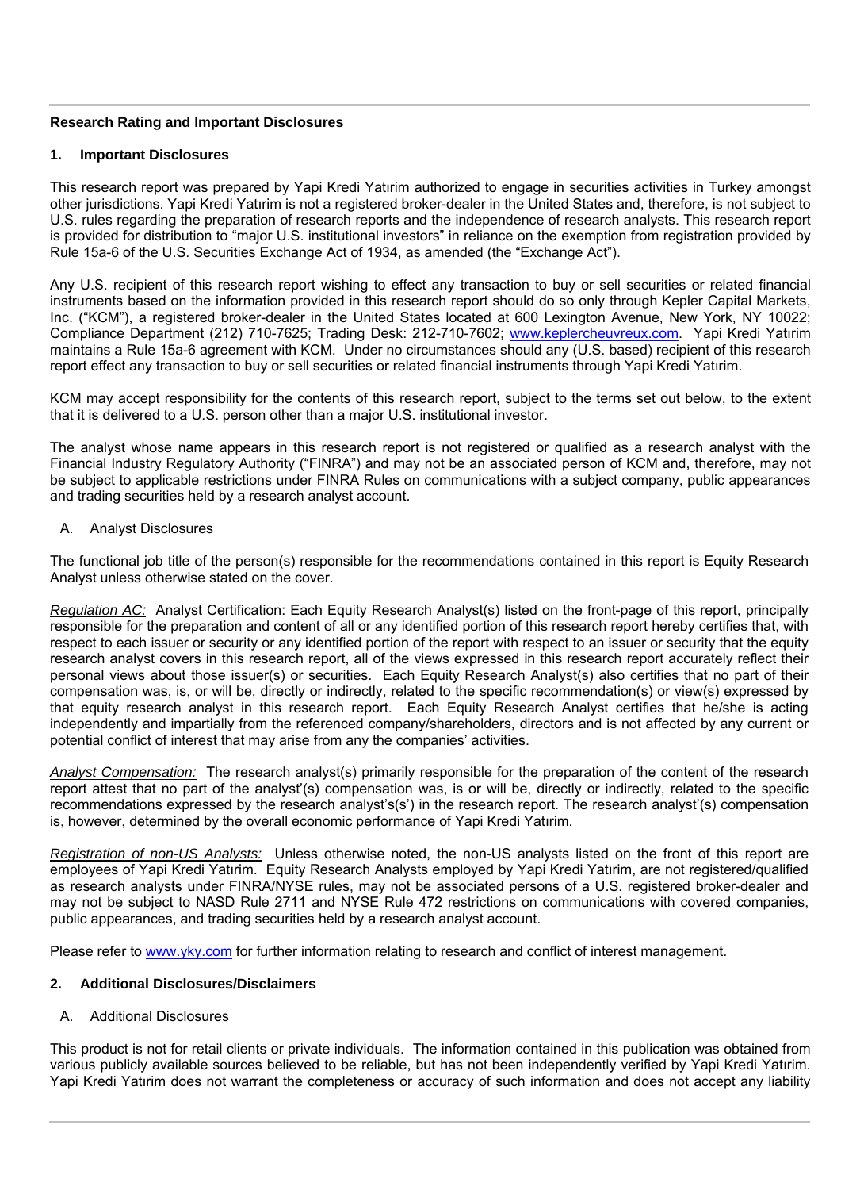**Research Rating and Important Disclosures**

## 1. Important Disclosures

This research report was prepared by Yapi Kredi Yatırım authorized to engage in securities activities in Turkey amongst other jurisdictions. Yapi Kredi Yatırım is not a registered broker-dealer in the United States and, therefore, is not subject to U.S. rules regarding the preparation of research reports and the independence of research analysts. This research report is provided for distribution to "major U.S. institutional investors" in reliance on the exemption from registration provided by Rule 15a-6 of the U.S. Securities Exchange Act of 1934, as amended (the "Exchange Act").

Any U.S. recipient of this research report wishing to effect any transaction to buy or sell securities or related financial instruments based on the information provided in this research report should do so only through Kepler Capital Markets, Inc. ("KCM"), a registered broker-dealer in the United States located at 600 Lexington Avenue, New York, NY 10022; Compliance Department (212) 710-7625; Trading Desk: 212-710-7602; www.keplercheuvreux.com. Yapi Kredi Yatırim maintains a Rule 15a-6 agreement with KCM. Under no circumstances should any (U.S. based) recipient of this research report effect any transaction to buy or sell securities or related financial instruments through Yapi Kredi Yatırım.

KCM may accept responsibility for the contents of this research report, subject to the terms set out below, to the extent that it is delivered to a U.S. person other than a major U.S. institutional investor.

The analyst whose name appears in this research report is not registered or qualified as a research analyst with the Financial Industry Regulatory Authority ("FINRA") and may not be an associated person of KCM and, therefore, may not be subject to applicable restrictions under FINRA Rules on communications with a subject company, public appearances and trading securities held by a research analyst account.

### A. Analyst Disclosures

The functional job title of the person(s) responsible for the recommendations contained in this report is Equity Research Analyst unless otherwise stated on the cover.

*Regulation AC:* Analyst Certification: Each Equity Research Analyst(s) listed on the front-page of this report, principally responsible for the preparation and content of all or any identified portion of this research report hereby certifies that, with respect to each issuer or security or any identified portion of the report with respect to an issuer or security that the equity research analyst covers in this research report, all of the views expressed in this research report accurately reflect their personal views about those issuer(s) or securities. Each Equity Research Analyst(s) also certifies that no part of their compensation was, is, or will be, directly or indirectly, related to the specific recommendation(s) or view(s) expressed by that equity research analyst in this research report. Each Equity Research Analyst certifies that he/she is acting independently and impartially from the referenced company/shareholders, directors and is not affected by any current or potential conflict of interest that may arise from any the companies' activities.

*Analyst Compensation:* The research analyst(s) primarily responsible for the preparation of the content of the research report attest that no part of the analyst'(s) compensation was, is or will be, directly or indirectly, related to the specific recommendations expressed by the research analyst's(s') in the research report. The research analyst'(s) compensation is, however, determined by the overall economic performance of Yapi Kredi Yatırım.

*Registration of non-US Analysts:* Unless otherwise noted, the non-US analysts listed on the front of this report are employees of Yapi Kredi Yatırım. Equity Research Analysts employed by Yapi Kredi Yatırım, are not registered/qualified as research analysts under FINRA/NYSE rules, may not be associated persons of a U.S. registered broker-dealer and may not be subject to NASD Rule 2711 and NYSE Rule 472 restrictions on communications with covered companies, public appearances, and trading securities held by a research analyst account.

Please refer to www.yky.com for further information relating to research and conflict of interest management.

## 2. Additional Disclosures/Disclaimers

### A. Additional Disclosures

This product is not for retail clients or private individuals. The information contained in this publication was obtained from various publicly available sources believed to be reliable, but has not been independently verified by Yapi Kredi Yatırım. Yapi Kredi Yatırim does not warrant the completeness or accuracy of such information and does not accept any liability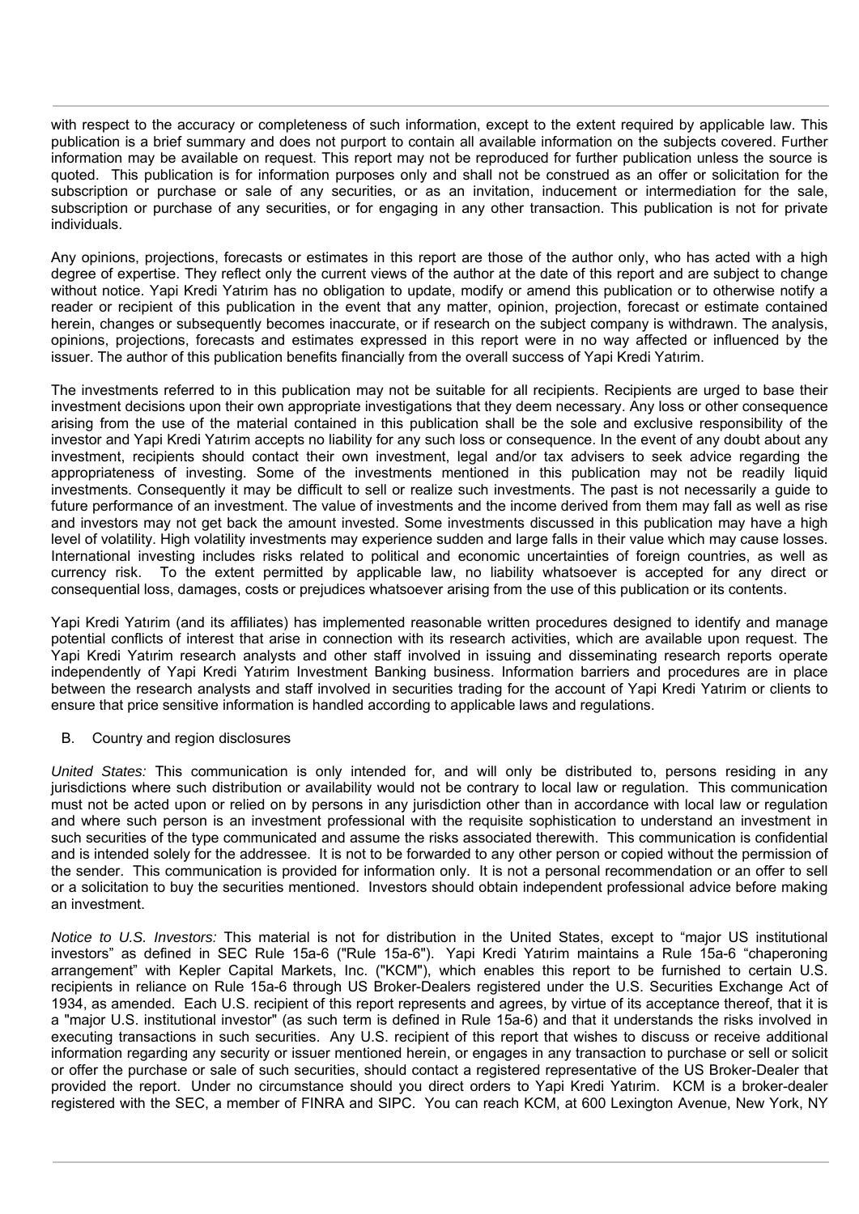with respect to the accuracy or completeness of such information, except to the extent required by applicable law. This publication is a brief summary and does not purport to contain all available information on the subjects covered. Further information may be available on request. This report may not be reproduced for further publication unless the source is quoted. This publication is for information purposes only and shall not be construed as an offer or solicitation for the subscription or purchase or sale of any securities, or as an invitation, inducement or intermediation for the sale, subscription or purchase of any securities, or for engaging in any other transaction. This publication is not for private individuals.

Any opinions, projections, forecasts or estimates in this report are those of the author only, who has acted with a high degree of expertise. They reflect only the current views of the author at the date of this report and are subject to change without notice. Yapi Kredi Yatırim has no obligation to update, modify or amend this publication or to otherwise notify a reader or recipient of this publication in the event that any matter, opinion, projection, forecast or estimate contained herein, changes or subsequently becomes inaccurate, or if research on the subject company is withdrawn. The analysis, opinions, projections, forecasts and estimates expressed in this report were in no way affected or influenced by the issuer. The author of this publication benefits financially from the overall success of Yapi Kredi Yatırim.

The investments referred to in this publication may not be suitable for all recipients. Recipients are urged to base their investment decisions upon their own appropriate investigations that they deem necessary. Any loss or other consequence arising from the use of the material contained in this publication shall be the sole and exclusive responsibility of the investor and Yapi Kredi Yatırim accepts no liability for any such loss or consequence. In the event of any doubt about any investment, recipients should contact their own investment, legal and/or tax advisers to seek advice regarding the appropriateness of investing. Some of the investments mentioned in this publication may not be readily liquid investments. Consequently it may be difficult to sell or realize such investments. The past is not necessarily a guide to future performance of an investment. The value of investments and the income derived from them may fall as well as rise and investors may not get back the amount invested. Some investments discussed in this publication may have a high level of volatility. High volatility investments may experience sudden and large falls in their value which may cause losses. International investing includes risks related to political and economic uncertainties of foreign countries, as well as currency risk. To the extent permitted by applicable law, no liability whatsoever is accepted for any direct or consequential loss, damages, costs or prejudices whatsoever arising from the use of this publication or its contents.

Yapi Kredi Yatırim (and its affiliates) has implemented reasonable written procedures designed to identify and manage potential conflicts of interest that arise in connection with its research activities, which are available upon request. The Yapi Kredi Yatırim research analysts and other staff involved in issuing and disseminating research reports operate independently of Yapi Kredi Yatırim Investment Banking business. Information barriers and procedures are in place between the research analysts and staff involved in securities trading for the account of Yapi Kredi Yatırim or clients to ensure that price sensitive information is handled according to applicable laws and regulations.

B. Country and region disclosures

*United States:* This communication is only intended for, and will only be distributed to, persons residing in any jurisdictions where such distribution or availability would not be contrary to local law or regulation. This communication must not be acted upon or relied on by persons in any jurisdiction other than in accordance with local law or regulation and where such person is an investment professional with the requisite sophistication to understand an investment in such securities of the type communicated and assume the risks associated therewith. This communication is confidential and is intended solely for the addressee. It is not to be forwarded to any other person or copied without the permission of the sender. This communication is provided for information only. It is not a personal recommendation or an offer to sell or a solicitation to buy the securities mentioned. Investors should obtain independent professional advice before making an investment.

*Notice to U.S. Investors:* This material is not for distribution in the United States, except to "major US institutional investors" as defined in SEC Rule 15a-6 ("Rule 15a-6"). Yapi Kredi Yatırim maintains a Rule 15a-6 "chaperoning arrangement" with Kepler Capital Markets, Inc. ("KCM"), which enables this report to be furnished to certain U.S. recipients in reliance on Rule 15a-6 through US Broker-Dealers registered under the U.S. Securities Exchange Act of 1934, as amended. Each U.S. recipient of this report represents and agrees, by virtue of its acceptance thereof, that it is a "major U.S. institutional investor" (as such term is defined in Rule 15a-6) and that it understands the risks involved in executing transactions in such securities. Any U.S. recipient of this report that wishes to discuss or receive additional information regarding any security or issuer mentioned herein, or engages in any transaction to purchase or sell or solicit or offer the purchase or sale of such securities, should contact a registered representative of the US Broker-Dealer that provided the report. Under no circumstance should you direct orders to Yapi Kredi Yatırim. KCM is a broker-dealer registered with the SEC, a member of FINRA and SIPC. You can reach KCM, at 600 Lexington Avenue, New York, NY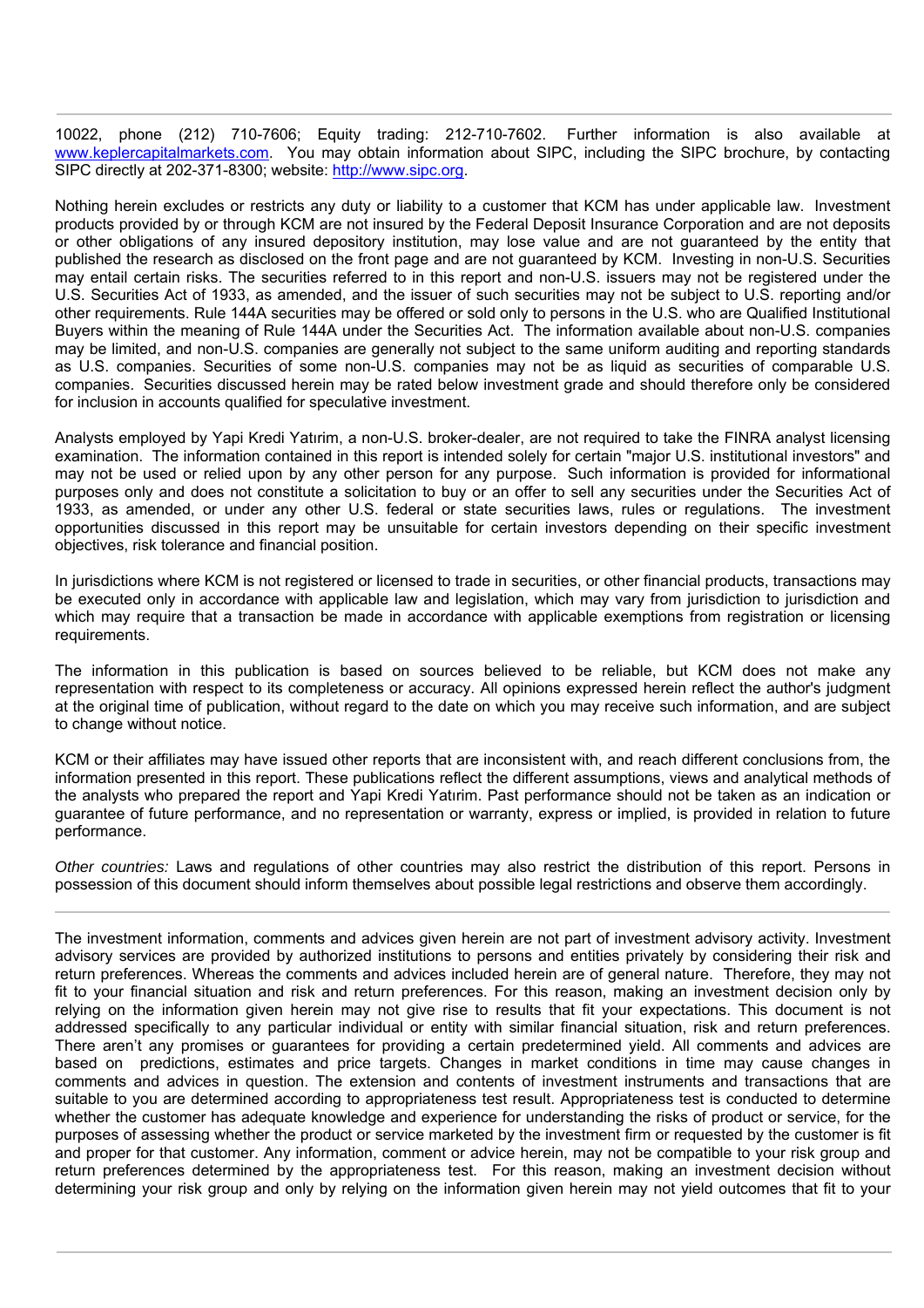10022, phone (212) 710-7606; Equity trading: 212-710-7602. Further information is also available at www.keplercapitalmarkets.com. You may obtain information about SIPC, including the SIPC brochure, by contacting SIPC directly at 202-371-8300; website: http://www.sipc.org.

Nothing herein excludes or restricts any duty or liability to a customer that KCM has under applicable law. Investment products provided by or through KCM are not insured by the Federal Deposit Insurance Corporation and are not deposits or other obligations of any insured depository institution, may lose value and are not guaranteed by the entity that published the research as disclosed on the front page and are not guaranteed by KCM. Investing in non-U.S. Securities may entail certain risks. The securities referred to in this report and non-U.S. issuers may not be registered under the U.S. Securities Act of 1933, as amended, and the issuer of such securities may not be subject to U.S. reporting and/or other requirements. Rule 144A securities may be offered or sold only to persons in the U.S. who are Qualified Institutional Buyers within the meaning of Rule 144A under the Securities Act. The information available about non-U.S. companies may be limited, and non-U.S. companies are generally not subject to the same uniform auditing and reporting standards as U.S. companies. Securities of some non-U.S. companies may not be as liquid as securities of comparable U.S. companies. Securities discussed herein may be rated below investment grade and should therefore only be considered for inclusion in accounts qualified for speculative investment.

Analysts employed by Yapi Kredi Yatırım, a non-U.S. broker-dealer, are not required to take the FINRA analyst licensing examination. The information contained in this report is intended solely for certain "major U.S. institutional investors" and may not be used or relied upon by any other person for any purpose. Such information is provided for informational purposes only and does not constitute a solicitation to buy or an offer to sell any securities under the Securities Act of 1933, as amended, or under any other U.S. federal or state securities laws, rules or regulations. The investment opportunities discussed in this report may be unsuitable for certain investors depending on their specific investment objectives, risk tolerance and financial position.

In jurisdictions where KCM is not registered or licensed to trade in securities, or other financial products, transactions may be executed only in accordance with applicable law and legislation, which may vary from jurisdiction to jurisdiction and which may require that a transaction be made in accordance with applicable exemptions from registration or licensing requirements.

The information in this publication is based on sources believed to be reliable, but KCM does not make any representation with respect to its completeness or accuracy. All opinions expressed herein reflect the author's judgment at the original time of publication, without regard to the date on which you may receive such information, and are subject to change without notice.

KCM or their affiliates may have issued other reports that are inconsistent with, and reach different conclusions from, the information presented in this report. These publications reflect the different assumptions, views and analytical methods of the analysts who prepared the report and Yapi Kredi Yatırım. Past performance should not be taken as an indication or guarantee of future performance, and no representation or warranty, express or implied, is provided in relation to future performance.

*Other countries:* Laws and regulations of other countries may also restrict the distribution of this report. Persons in possession of this document should inform themselves about possible legal restrictions and observe them accordingly.

---

The investment information, comments and advices given herein are not part of investment advisory activity. Investment advisory services are provided by authorized institutions to persons and entities privately by considering their risk and return preferences. Whereas the comments and advices included herein are of general nature. Therefore, they may not fit to your financial situation and risk and return preferences. For this reason, making an investment decision only by relying on the information given herein may not give rise to results that fit your expectations. This document is not addressed specifically to any particular individual or entity with similar financial situation, risk and return preferences. There aren't any promises or guarantees for providing a certain predetermined yield. All comments and advices are based on predictions, estimates and price targets. Changes in market conditions in time may cause changes in comments and advices in question. The extension and contents of investment instruments and transactions that are suitable to you are determined according to appropriateness test result. Appropriateness test is conducted to determine whether the customer has adequate knowledge and experience for understanding the risks of product or service, for the purposes of assessing whether the product or service marketed by the investment firm or requested by the customer is fit and proper for that customer. Any information, comment or advice herein, may not be compatible to your risk group and return preferences determined by the appropriateness test. For this reason, making an investment decision without determining your risk group and only by relying on the information given herein may not yield outcomes that fit to your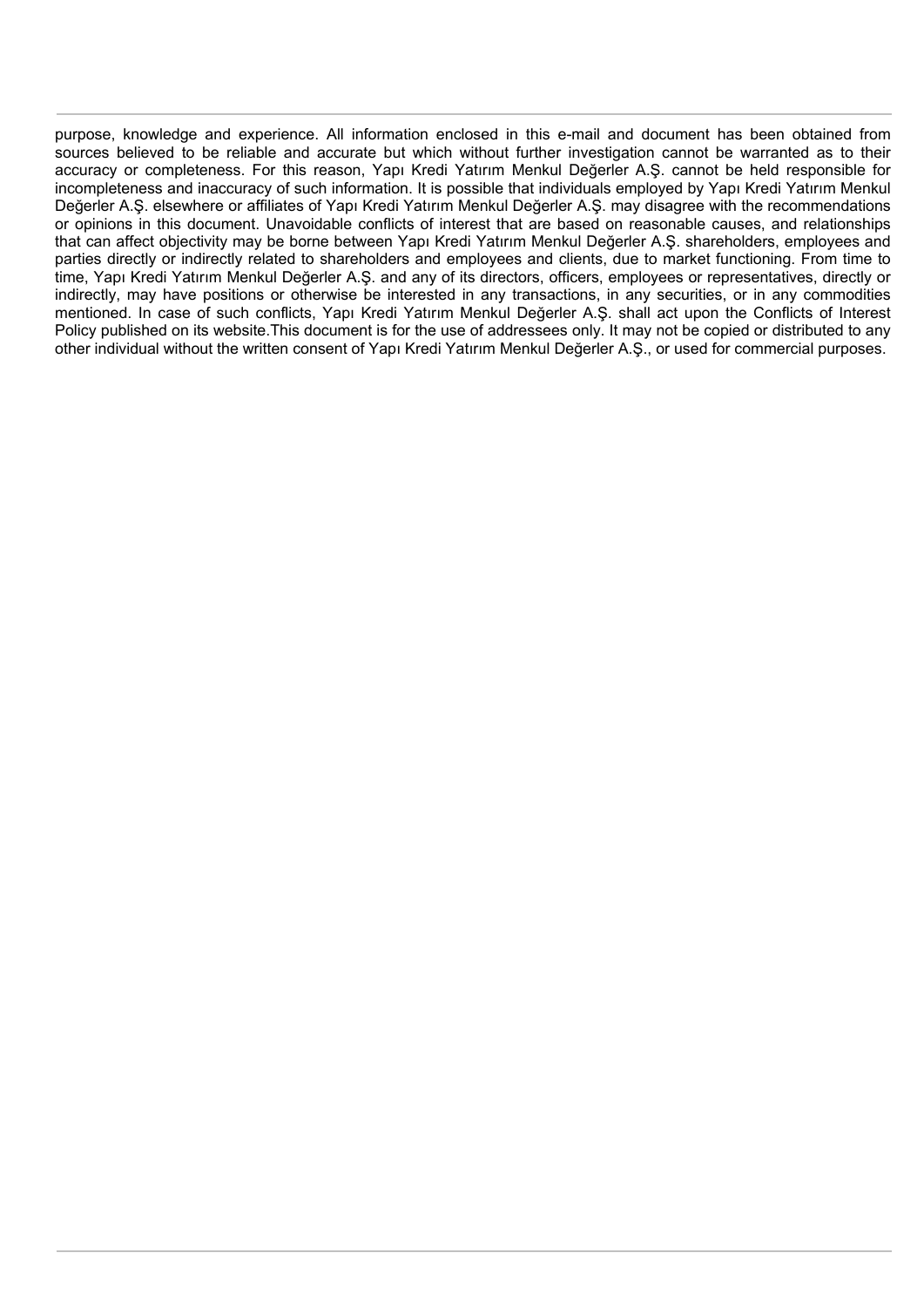purpose, knowledge and experience. All information enclosed in this e-mail and document has been obtained from sources believed to be reliable and accurate but which without further investigation cannot be warranted as to their accuracy or completeness. For this reason, Yapı Kredi Yatırım Menkul Değerler A.Ş. cannot be held responsible for incompleteness and inaccuracy of such information. It is possible that individuals employed by Yapı Kredi Yatırım Menkul Değerler A.Ş. elsewhere or affiliates of Yapı Kredi Yatırım Menkul Değerler A.Ş. may disagree with the recommendations or opinions in this document. Unavoidable conflicts of interest that are based on reasonable causes, and relationships that can affect objectivity may be borne between Yapı Kredi Yatırım Menkul Değerler A.Ş. shareholders, employees and parties directly or indirectly related to shareholders and employees and clients, due to market functioning. From time to time, Yapı Kredi Yatırım Menkul Değerler A.Ş. and any of its directors, officers, employees or representatives, directly or indirectly, may have positions or otherwise be interested in any transactions, in any securities, or in any commodities mentioned. In case of such conflicts, Yapı Kredi Yatırım Menkul Değerler A.Ş. shall act upon the Conflicts of Interest Policy published on its website.This document is for the use of addressees only. It may not be copied or distributed to any other individual without the written consent of Yapı Kredi Yatırım Menkul Değerler A.Ş., or used for commercial purposes.